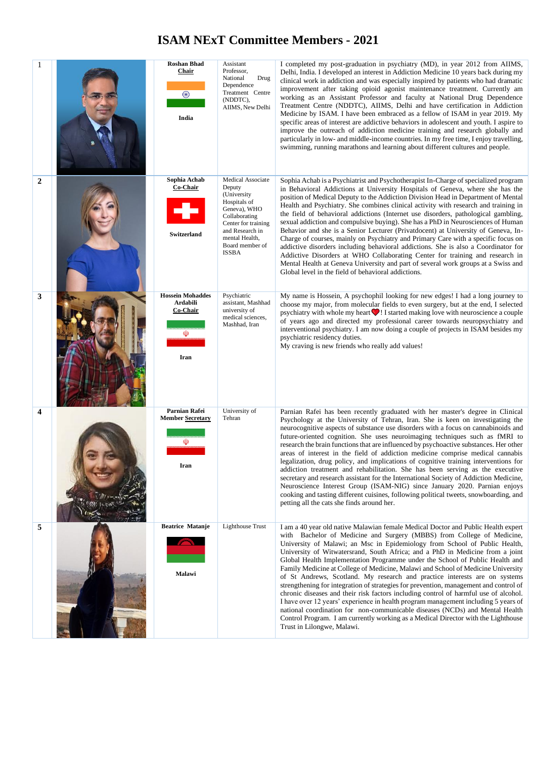# ISAM NExT Committee Members - 2021

| # | Photo | Name / Country | Affiliation | Bio |
|---|---|---|---|---|
| 1 | | **Roshan Bhad** **Chair** **India** | Assistant Professor, National Drug Dependence Treatment Centre (NDDTC), AIIMS, New Delhi | I completed my post-graduation in psychiatry (MD), in year 2012 from AIIMS, Delhi, India. I developed an interest in Addiction Medicine 10 years back during my clinical work in addiction and was especially inspired by patients who had dramatic improvement after taking opioid agonist maintenance treatment. Currently am working as an Assistant Professor and faculty at National Drug Dependence Treatment Centre (NDDTC), AIIMS, Delhi and have certification in Addiction Medicine by ISAM. I have been embraced as a fellow of ISAM in year 2019. My specific areas of interest are addictive behaviors in adolescent and youth. I aspire to improve the outreach of addiction medicine training and research globally and particularly in low- and middle-income countries. In my free time, I enjoy travelling, swimming, running marathons and learning about different cultures and people. |
| 2 | | **Sophia Achab** **Co-Chair** **Switzerland** | Medical Associate Deputy (University Hospitals of Geneva), WHO Collaborating Center for training and Research in mental Health, Board member of ISSBA | Sophia Achab is a Psychiatrist and Psychotherapist In-Charge of specialized program in Behavioral Addictions at University Hospitals of Geneva, where she has the position of Medical Deputy to the Addiction Division Head in Department of Mental Health and Psychiatry. She combines clinical activity with research and training in the field of behavioral addictions (Internet use disorders, pathological gambling, sexual addiction and compulsive buying). She has a PhD in Neurosciences of Human Behavior and she is a Senior Lecturer (Privatdocent) at University of Geneva, In-Charge of courses, mainly on Psychiatry and Primary Care with a specific focus on addictive disorders including behavioral addictions. She is also a Coordinator for Addictive Disorders at WHO Collaborating Center for training and research in Mental Health at Geneva University and part of several work groups at a Swiss and Global level in the field of behavioral addictions. |
| 3 | | **Hossein Mohaddes Ardabili** **Co-Chair** **Iran** | Psychiatric assistant, Mashhad university of medical sciences, Mashhad, Iran | My name is Hossein, A psychophil looking for new edges! I had a long journey to choose my major, from molecular fields to even surgery, but at the end, I selected psychiatry with whole my heart ❤! I started making love with neuroscience a couple of years ago and directed my professional career towards neuropsychiatry and interventional psychiatry. I am now doing a couple of projects in ISAM besides my psychiatric residency duties. My craving is new friends who really add values! |
| 4 | | **Parnian Rafei** **Member Secretary** **Iran** | University of Tehran | Parnian Rafei has been recently graduated with her master's degree in Clinical Psychology at the University of Tehran, Iran. She is keen on investigating the neurocognitive aspects of substance use disorders with a focus on cannabinoids and future-oriented cognition. She uses neuroimaging techniques such as fMRI to research the brain functions that are influenced by psychoactive substances. Her other areas of interest in the field of addiction medicine comprise medical cannabis legalization, drug policy, and implications of cognitive training interventions for addiction treatment and rehabilitation. She has been serving as the executive secretary and research assistant for the International Society of Addiction Medicine, Neuroscience Interest Group (ISAM-NIG) since January 2020. Parnian enjoys cooking and tasting different cuisines, following political tweets, snowboarding, and petting all the cats she finds around her. |
| 5 | | **Beatrice Matanje** **Malawi** | Lighthouse Trust | I am a 40 year old native Malawian female Medical Doctor and Public Health expert with Bachelor of Medicine and Surgery (MBBS) from College of Medicine, University of Malawi; an Msc in Epidemiology from School of Public Health, University of Witwatersrand, South Africa; and a PhD in Medicine from a joint Global Health Implementation Programme under the School of Public Health and Family Medicine at College of Medicine, Malawi and School of Medicine University of St Andrews, Scotland. My research and practice interests are on systems strengthening for integration of strategies for prevention, management and control of chronic diseases and their risk factors including control of harmful use of alcohol. I have over 12 years' experience in health program management including 5 years of national coordination for non-communicable diseases (NCDs) and Mental Health Control Program. I am currently working as a Medical Director with the Lighthouse Trust in Lilongwe, Malawi. |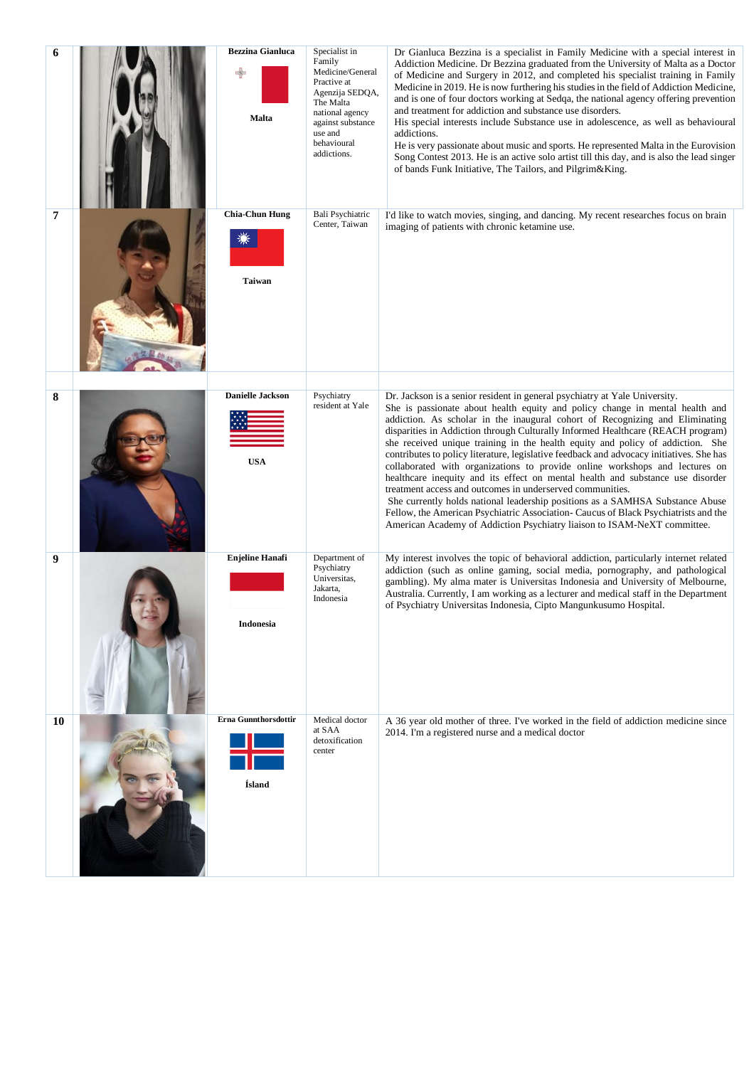| | | | | |
|---|---|---|---|---|
| 6 | | **Bezzina Gianluca** **Malta** | Specialist in Family Medicine/General Practice at Agenzija SEDQA, The Malta national agency against substance use and behavioural addictions. | Dr Gianluca Bezzina is a specialist in Family Medicine with a special interest in Addiction Medicine. Dr Bezzina graduated from the University of Malta as a Doctor of Medicine and Surgery in 2012, and completed his specialist training in Family Medicine in 2019. He is now furthering his studies in the field of Addiction Medicine, and is one of four doctors working at Sedqa, the national agency offering prevention and treatment for addiction and substance use disorders. His special interests include Substance use in adolescence, as well as behavioural addictions. He is very passionate about music and sports. He represented Malta in the Eurovision Song Contest 2013. He is an active solo artist till this day, and is also the lead singer of bands Funk Initiative, The Tailors, and Pilgrim&King. |
| 7 | | **Chia-Chun Hung** **Taiwan** | Bali Psychiatric Center, Taiwan | I'd like to watch movies, singing, and dancing. My recent researches focus on brain imaging of patients with chronic ketamine use. |
| 8 | | **Danielle Jackson** **USA** | Psychiatry resident at Yale | Dr. Jackson is a senior resident in general psychiatry at Yale University. She is passionate about health equity and policy change in mental health and addiction. As scholar in the inaugural cohort of Recognizing and Eliminating disparities in Addiction through Culturally Informed Healthcare (REACH program) she received unique training in the health equity and policy of addiction. She contributes to policy literature, legislative feedback and advocacy initiatives. She has collaborated with organizations to provide online workshops and lectures on healthcare inequity and its effect on mental health and substance use disorder treatment access and outcomes in underserved communities. She currently holds national leadership positions as a SAMHSA Substance Abuse Fellow, the American Psychiatric Association- Caucus of Black Psychiatrists and the American Academy of Addiction Psychiatry liaison to ISAM-NeXT committee. |
| 9 | | **Enjeline Hanafi** **Indonesia** | Department of Psychiatry Universitas, Jakarta, Indonesia | My interest involves the topic of behavioral addiction, particularly internet related addiction (such as online gaming, social media, pornography, and pathological gambling). My alma mater is Universitas Indonesia and University of Melbourne, Australia. Currently, I am working as a lecturer and medical staff in the Department of Psychiatry Universitas Indonesia, Cipto Mangunkusumo Hospital. |
| 10 | | **Erna Gunnthorsdottir** **Ísland** | Medical doctor at SAA detoxification center | A 36 year old mother of three. I've worked in the field of addiction medicine since 2014. I'm a registered nurse and a medical doctor |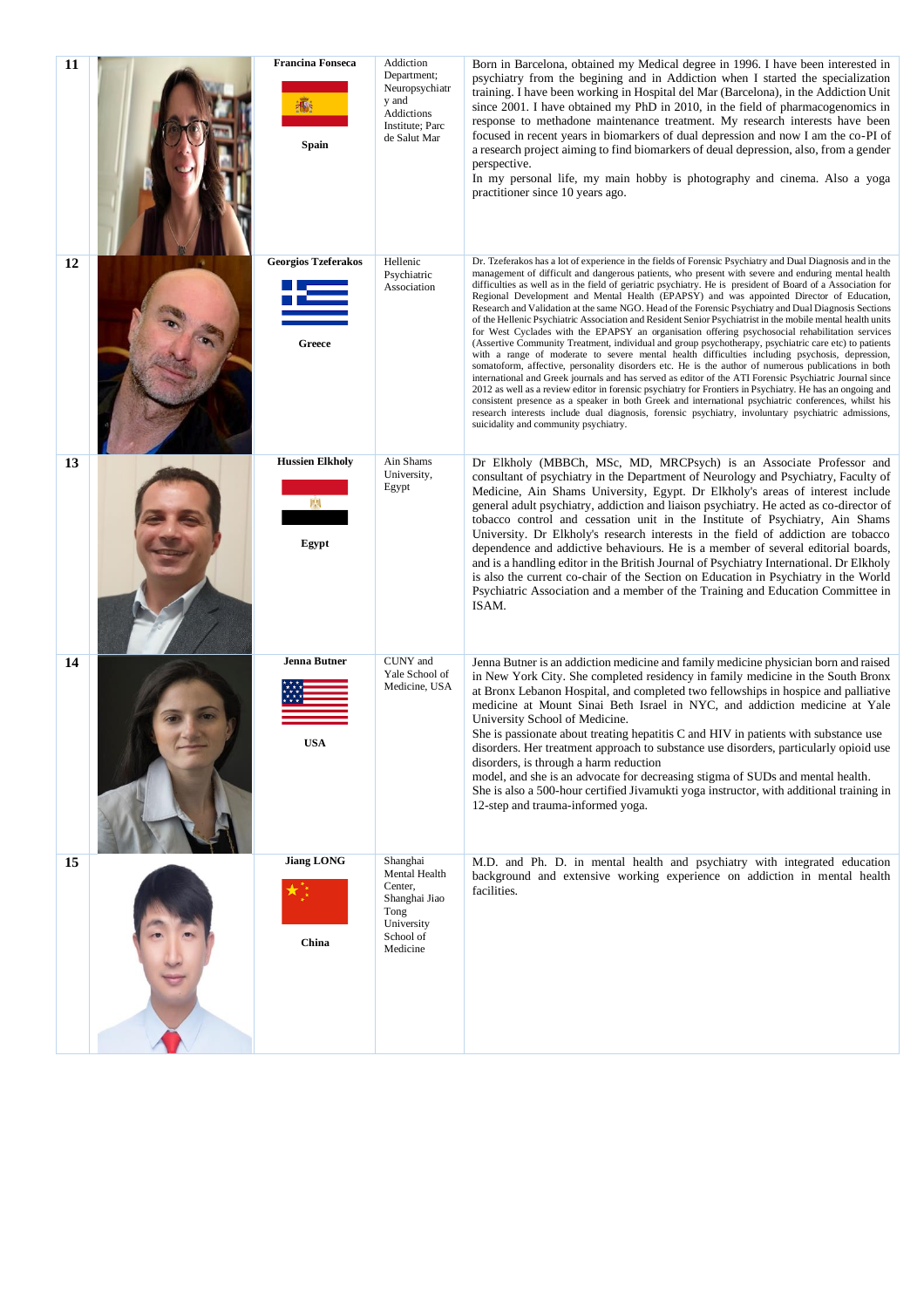| 11 | | Francina Fonseca<br><br>Spain | Addiction Department; Neuropsychiatry and Addictions Institute; Parc de Salut Mar | Born in Barcelona, obtained my Medical degree in 1996. I have been interested in psychiatry from the begining and in Addiction when I started the specialization training. I have been working in Hospital del Mar (Barcelona), in the Addiction Unit since 2001. I have obtained my PhD in 2010, in the field of pharmacogenomics in response to methadone maintenance treatment. My research interests have been focused in recent years in biomarkers of dual depression and now I am the co-PI of a research project aiming to find biomarkers of deual depression, also, from a gender perspective.<br>In my personal life, my main hobby is photography and cinema. Also a yoga practitioner since 10 years ago. |
|---|---|---|---|---|
| 12 | | Georgios Tzeferakos<br><br>Greece | Hellenic Psychiatric Association | Dr. Tzeferakos has a lot of experience in the fields of Forensic Psychiatry and Dual Diagnosis and in the management of difficult and dangerous patients, who present with severe and enduring mental health difficulties as well as in the field of geriatric psychiatry. He is president of Board of a Association for Regional Development and Mental Health (EPAPSY) and was appointed Director of Education, Research and Validation at the same NGO. Head of the Forensic Psychiatry and Dual Diagnosis Sections of the Hellenic Psychiatric Association and Resident Senior Psychiatrist in the mobile mental health units for West Cyclades with the EPAPSY an organisation offering psychosocial rehabilitation services (Assertive Community Treatment, individual and group psychotherapy, psychiatric care etc) to patients with a range of moderate to severe mental health difficulties including psychosis, depression, somatoform, affective, personality disorders etc. He is the author of numerous publications in both international and Greek journals and has served as editor of the ATI Forensic Psychiatric Journal since 2012 as well as a review editor in forensic psychiatry for Frontiers in Psychiatry. He has an ongoing and consistent presence as a speaker in both Greek and international psychiatric conferences, whilst his research interests include dual diagnosis, forensic psychiatry, involuntary psychiatric admissions, suicidality and community psychiatry. |
| 13 | | Hussien Elkholy<br><br>Egypt | Ain Shams University, Egypt | Dr Elkholy (MBBCh, MSc, MD, MRCPsych) is an Associate Professor and consultant of psychiatry in the Department of Neurology and Psychiatry, Faculty of Medicine, Ain Shams University, Egypt. Dr Elkholy's areas of interest include general adult psychiatry, addiction and liaison psychiatry. He acted as co-director of tobacco control and cessation unit in the Institute of Psychiatry, Ain Shams University. Dr Elkholy's research interests in the field of addiction are tobacco dependence and addictive behaviours. He is a member of several editorial boards, and is a handling editor in the British Journal of Psychiatry International. Dr Elkholy is also the current co-chair of the Section on Education in Psychiatry in the World Psychiatric Association and a member of the Training and Education Committee in ISAM. |
| 14 | | Jenna Butner<br><br>USA | CUNY and Yale School of Medicine, USA | Jenna Butner is an addiction medicine and family medicine physician born and raised in New York City. She completed residency in family medicine in the South Bronx at Bronx Lebanon Hospital, and completed two fellowships in hospice and palliative medicine at Mount Sinai Beth Israel in NYC, and addiction medicine at Yale University School of Medicine.<br>She is passionate about treating hepatitis C and HIV in patients with substance use disorders. Her treatment approach to substance use disorders, particularly opioid use disorders, is through a harm reduction<br>model, and she is an advocate for decreasing stigma of SUDs and mental health.<br>She is also a 500-hour certified Jivamukti yoga instructor, with additional training in 12-step and trauma-informed yoga. |
| 15 | | Jiang LONG<br><br>China | Shanghai Mental Health Center, Shanghai Jiao Tong University School of Medicine | M.D. and Ph. D. in mental health and psychiatry with integrated education background and extensive working experience on addiction in mental health facilities. |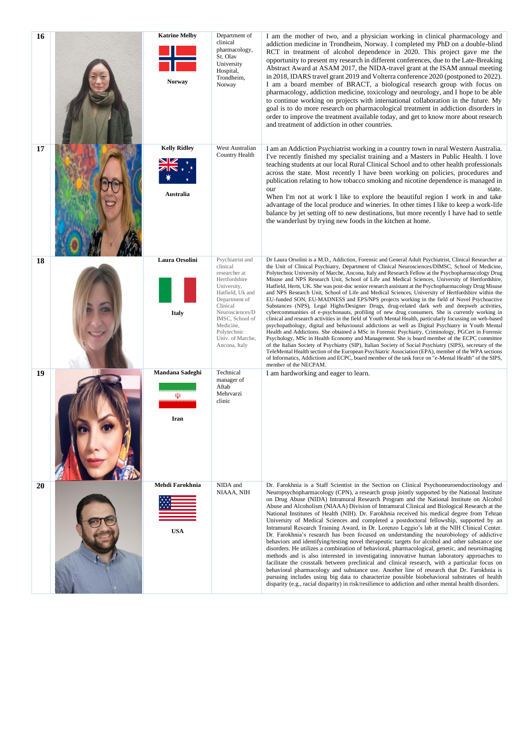| | | | | |
|---|---|---|---|---|
| 16 | | **Katrine Melby**<br><br>**Norway** | Department of clinical pharmacology, St. Olav University Hospital, Trondheim, Norway | I am the mother of two, and a physician working in clinical pharmacology and addiction medicine in Trondheim, Norway. I completed my PhD on a double-blind RCT in treatment of alcohol dependence in 2020. This project gave me the opportunity to present my research in different conferences, due to the Late-Breaking Abstract Award at ASAM 2017, the NIDA-travel grant at the ISAM annual meeting in 2018, IDARS travel grant 2019 and Volterra conference 2020 (postponed to 2022). I am a board member of BRACT, a biological research group with focus on pharmacology, addiction medicine, toxicology and neurology, and I hope to be able to continue working on projects with international collaboration in the future. My goal is to do more research on pharmacological treatment in addiction disorders in order to improve the treatment available today, and get to know more about research and treatment of addiction in other countries. |
| 17 | | **Kelly Ridley**<br><br>**Australia** | West Australian Country Health | I am an Addiction Psychiatrist working in a country town in rural Western Australia. I've recently finished my specialist training and a Masters in Public Health. I love teaching students at our local Rural Clinical School and to other health professionals across the state. Most recently I have been working on policies, procedures and publication relating to how tobacco smoking and nicotine dependence is managed in our state.<br>When I'm not at work I like to explore the beautiful region I work in and take advantage of the local produce and wineries. In other times I like to keep a work-life balance by jet setting off to new destinations, but more recently I have had to settle the wanderlust by trying new foods in the kitchen at home. |
| 18 | | **Laura Orsolini**<br><br>**Italy** | Psychiatrist and clinical researcher at Hertfordshire University, Hatfield, Uk and Department of Clinical Neurosciences/DIMSC, School of Medicine, Polytechnic Univ. of Marche, Ancona, Italy | Dr Laura Orsolini is a M.D., Addiction, Forensic and General Adult Psychiatrist, Clinical Researcher at the Unit of Clinical Psychiatry, Department of Clinical Neurosciences/DIMSC, School of Medicine, Polytechnic University of Marche, Ancona, Italy and Research Fellow at the Psychopharmacology Drug Misuse and NPS Research Unit, School of Life and Medical Sciences, University of Hertfordshire, Hatfield, Herts, UK. She was post-doc senior research assistant at the Psychopharmacology Drug Misuse and NPS Research Unit, School of Life and Medical Sciences, University of Hertfordshire within the EU-funded SON, EU-MADNESS and EPS/NPS projects working in the field of Novel Psychoactive Substances (NPS), Legal Highs/Designer Drugs, drug-related dark web and deepweb activities, cybercommunities of e-psychonauts, profiling of new drug consumers. She is currently working in clinical and research activities in the field of Youth Mental Health, particularly focussing on web-based psychopathology, digital and behavioural addictions as well as Digital Psychiatry in Youth Mental Health and Addictions. She obtained a MSc in Forensic Psychiatry, Criminology, PGCert in Forensic Psychology, MSc in Health Economy and Management. She is board member of the ECPC committee of the Italian Society of Psychiatry (SIP), Italian Society of Social Psychiatry (SIPS), secretary of the TeleMental Health section of the European Psychiatric Association (EPA), member of the WPA sections of Informatics, Addictions and ECPC, board member of the task force on "e-Mental Health" of the SIPS, member of the NECPAM. |
| 19 | | **Mandana Sadeghi**<br><br>**Iran** | Technical manager of Aftab Mehrvarzi clinic | I am hardworking and eager to learn. |
| 20 | | **Mehdi Farokhnia**<br><br>**USA** | NIDA and NIAAA, NIH | Dr. Farokhnia is a Staff Scientist in the Section on Clinical Psychoneuroendocrinology and Neuropsychopharmacology (CPN), a research group jointly supported by the National Institute on Drug Abuse (NIDA) Intramural Research Program and the National Institute on Alcohol Abuse and Alcoholism (NIAAA) Division of Intramural Clinical and Biological Research at the National Institutes of Health (NIH). Dr. Farokhnia received his medical degree from Tehran University of Medical Sciences and completed a postdoctoral fellowship, supported by an Intramural Research Training Award, in Dr. Lorenzo Leggio's lab at the NIH Clinical Center. Dr. Farokhnia's research has been focused on understanding the neurobiology of addictive behaviors and identifying/testing novel therapeutic targets for alcohol and other substance use disorders. He utilizes a combination of behavioral, pharmacological, genetic, and neuroimaging methods and is also interested in investigating innovative human laboratory approaches to facilitate the crosstalk between preclinical and clinical research, with a particular focus on behavioral pharmacology and substance use. Another line of research that Dr. Farokhnia is pursuing includes using big data to characterize possible biobehavioral substrates of health disparity (e.g., racial disparity) in risk/resilience to addiction and other mental health disorders. |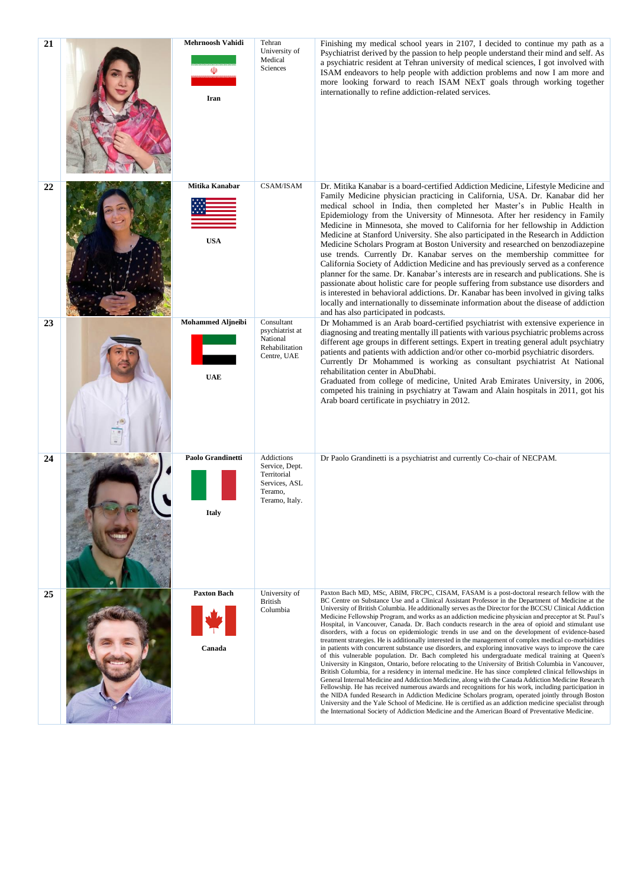| | | | | |
|---|---|---|---|---|
| 21 | | **Mehrnoosh Vahidi**<br><br>**Iran** | Tehran University of Medical Sciences | Finishing my medical school years in 2107, I decided to continue my path as a Psychiatrist derived by the passion to help people understand their mind and self. As a psychiatric resident at Tehran university of medical sciences, I got involved with ISAM endeavors to help people with addiction problems and now I am more and more looking forward to reach ISAM NExT goals through working together internationally to refine addiction-related services. |
| 22 | | **Mitika Kanabar**<br><br>**USA** | CSAM/ISAM | Dr. Mitika Kanabar is a board-certified Addiction Medicine, Lifestyle Medicine and Family Medicine physician practicing in California, USA. Dr. Kanabar did her medical school in India, then completed her Master's in Public Health in Epidemiology from the University of Minnesota. After her residency in Family Medicine in Minnesota, she moved to California for her fellowship in Addiction Medicine at Stanford University. She also participated in the Research in Addiction Medicine Scholars Program at Boston University and researched on benzodiazepine use trends. Currently Dr. Kanabar serves on the membership committee for California Society of Addiction Medicine and has previously served as a conference planner for the same. Dr. Kanabar's interests are in research and publications. She is passionate about holistic care for people suffering from substance use disorders and is interested in behavioral addictions. Dr. Kanabar has been involved in giving talks locally and internationally to disseminate information about the disease of addiction and has also participated in podcasts. |
| 23 | | **Mohammed Aljneibi**<br><br>**UAE** | Consultant psychiatrist at National Rehabilitation Centre, UAE | Dr Mohammed is an Arab board-certified psychiatrist with extensive experience in diagnosing and treating mentally ill patients with various psychiatric problems across different age groups in different settings. Expert in treating general adult psychiatry patients and patients with addiction and/or other co-morbid psychiatric disorders.<br>Currently Dr Mohammed is working as consultant psychiatrist At National rehabilitation center in AbuDhabi.<br>Graduated from college of medicine, United Arab Emirates University, in 2006, competed his training in psychiatry at Tawam and Alain hospitals in 2011, got his Arab board certificate in psychiatry in 2012. |
| 24 | | **Paolo Grandinetti**<br><br>**Italy** | Addictions Service, Dept. Territorial Services, ASL Teramo, Teramo, Italy. | Dr Paolo Grandinetti is a psychiatrist and currently Co-chair of NECPAM. |
| 25 | | **Paxton Bach**<br><br>**Canada** | University of British Columbia | Paxton Bach MD, MSc, ABIM, FRCPC, CISAM, FASAM is a post-doctoral research fellow with the BC Centre on Substance Use and a Clinical Assistant Professor in the Department of Medicine at the University of British Columbia. He additionally serves as the Director for the BCCSU Clinical Addiction Medicine Fellowship Program, and works as an addiction medicine physician and preceptor at St. Paul's Hospital, in Vancouver, Canada. Dr. Bach conducts research in the area of opioid and stimulant use disorders, with a focus on epidemiologic trends in use and on the development of evidence-based treatment strategies. He is additionally interested in the management of complex medical co-morbidities in patients with concurrent substance use disorders, and exploring innovative ways to improve the care of this vulnerable population. Dr. Bach completed his undergraduate medical training at Queen's University in Kingston, Ontario, before relocating to the University of British Columbia in Vancouver, British Columbia, for a residency in internal medicine. He has since completed clinical fellowships in General Internal Medicine and Addiction Medicine, along with the Canada Addiction Medicine Research Fellowship. He has received numerous awards and recognitions for his work, including participation in the NIDA funded Research in Addiction Medicine Scholars program, operated jointly through Boston University and the Yale School of Medicine. He is certified as an addiction medicine specialist through the International Society of Addiction Medicine and the American Board of Preventative Medicine. |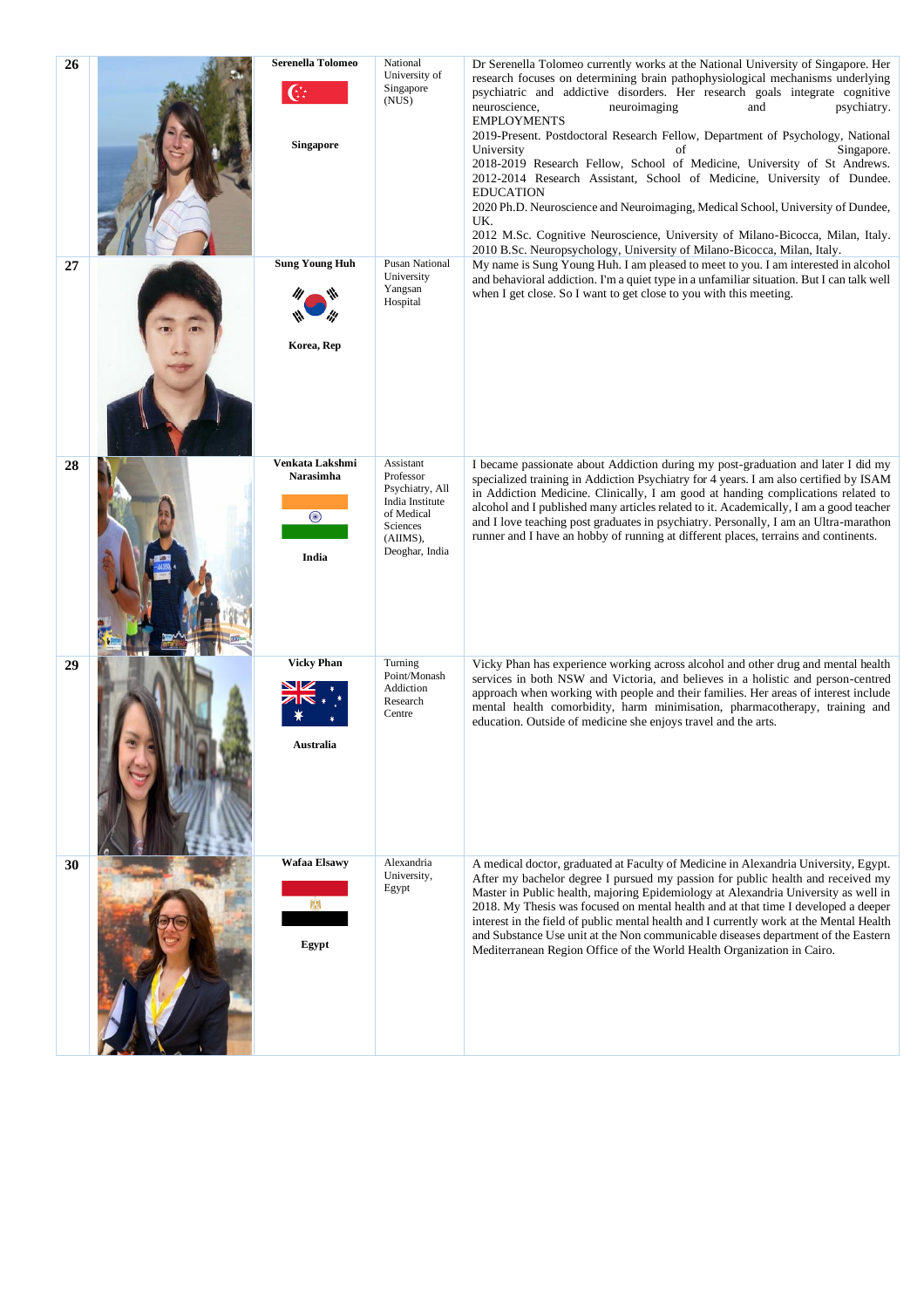| | | | | |
|---|---|---|---|---|
| **26** | | **Serenella Tolomeo** **Singapore** | National University of Singapore (NUS) | Dr Serenella Tolomeo currently works at the National University of Singapore. Her research focuses on determining brain pathophysiological mechanisms underlying psychiatric and addictive disorders. Her research goals integrate cognitive neuroscience, neuroimaging and psychiatry. EMPLOYMENTS 2019-Present. Postdoctoral Research Fellow, Department of Psychology, National University of Singapore. 2018-2019 Research Fellow, School of Medicine, University of St Andrews. 2012-2014 Research Assistant, School of Medicine, University of Dundee. EDUCATION 2020 Ph.D. Neuroscience and Neuroimaging, Medical School, University of Dundee, UK. 2012 M.Sc. Cognitive Neuroscience, University of Milano-Bicocca, Milan, Italy. 2010 B.Sc. Neuropsychology, University of Milano-Bicocca, Milan, Italy. |
| **27** | | **Sung Young Huh** **Korea, Rep** | Pusan National University Yangsan Hospital | My name is Sung Young Huh. I am pleased to meet to you. I am interested in alcohol and behavioral addiction. I'm a quiet type in a unfamiliar situation. But I can talk well when I get close. So I want to get close to you with this meeting. |
| **28** | | **Venkata Lakshmi Narasimha** **India** | Assistant Professor Psychiatry, All India Institute of Medical Sciences (AIIMS), Deoghar, India | I became passionate about Addiction during my post-graduation and later I did my specialized training in Addiction Psychiatry for 4 years. I am also certified by ISAM in Addiction Medicine. Clinically, I am good at handing complications related to alcohol and I published many articles related to it. Academically, I am a good teacher and I love teaching post graduates in psychiatry. Personally, I am an Ultra-marathon runner and I have an hobby of running at different places, terrains and continents. |
| **29** | | **Vicky Phan** **Australia** | Turning Point/Monash Addiction Research Centre | Vicky Phan has experience working across alcohol and other drug and mental health services in both NSW and Victoria, and believes in a holistic and person-centred approach when working with people and their families. Her areas of interest include mental health comorbidity, harm minimisation, pharmacotherapy, training and education. Outside of medicine she enjoys travel and the arts. |
| **30** | | **Wafaa Elsawy** **Egypt** | Alexandria University, Egypt | A medical doctor, graduated at Faculty of Medicine in Alexandria University, Egypt. After my bachelor degree I pursued my passion for public health and received my Master in Public health, majoring Epidemiology at Alexandria University as well in 2018. My Thesis was focused on mental health and at that time I developed a deeper interest in the field of public mental health and I currently work at the Mental Health and Substance Use unit at the Non communicable diseases department of the Eastern Mediterranean Region Office of the World Health Organization in Cairo. |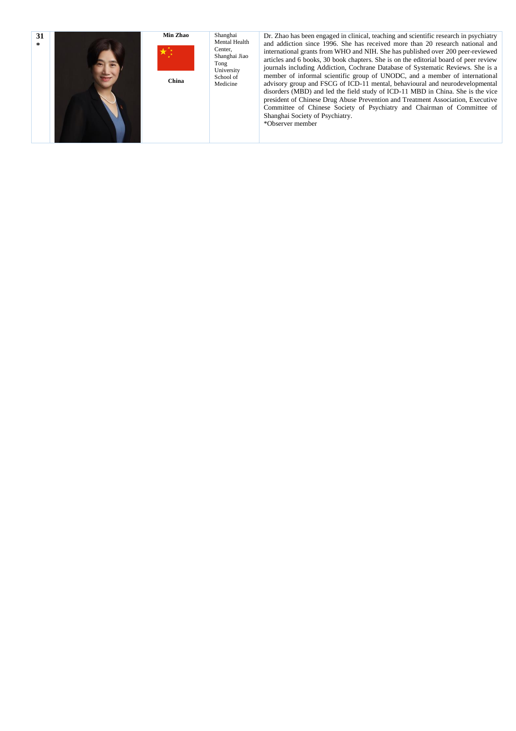| | | | | |
|---|---|---|---|---|
| **31 *** | | **Min Zhao**<br><br>**China** | Shanghai Mental Health Center, Shanghai Jiao Tong University School of Medicine | Dr. Zhao has been engaged in clinical, teaching and scientific research in psychiatry and addiction since 1996. She has received more than 20 research national and international grants from WHO and NIH. She has published over 200 peer-reviewed articles and 6 books, 30 book chapters. She is on the editorial board of peer review journals including Addiction, Cochrane Database of Systematic Reviews. She is a member of informal scientific group of UNODC, and a member of international advisory group and FSCG of ICD-11 mental, behavioural and neurodevelopmental disorders (MBD) and led the field study of ICD-11 MBD in China. She is the vice president of Chinese Drug Abuse Prevention and Treatment Association, Executive Committee of Chinese Society of Psychiatry and Chairman of Committee of Shanghai Society of Psychiatry.<br>*Observer member |